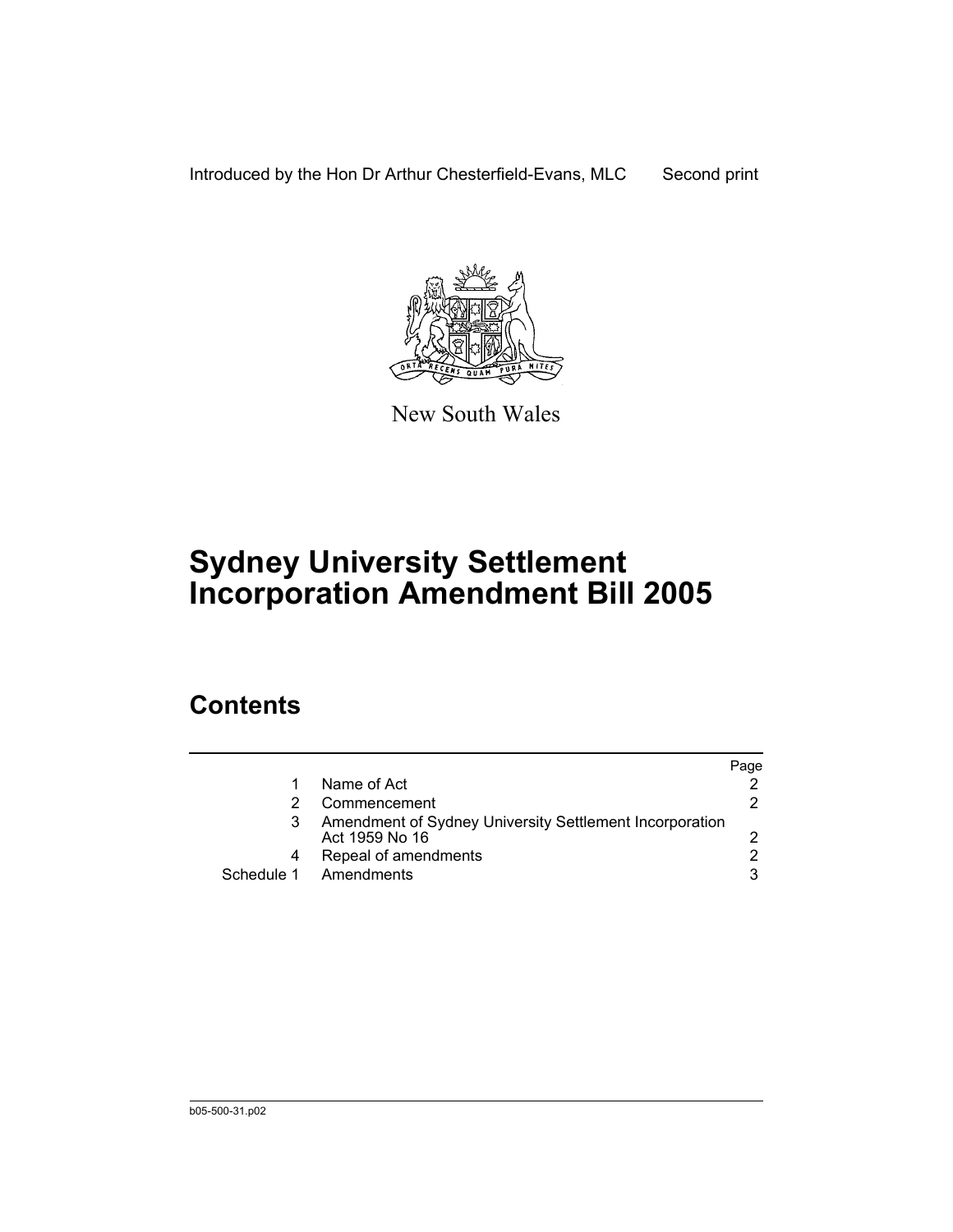Introduced by the Hon Dr Arthur Chesterfield-Evans, MLC Second print

New South Wales

# Sydney University Settlement Incorporation Amendment Bill 2005

## Contents

| | | Page |
|---|---|---|
| 1 | Name of Act | 2 |
| 2 | Commencement | 2 |
| 3 | Amendment of Sydney University Settlement Incorporation Act 1959 No 16 | 2 |
| 4 | Repeal of amendments | 2 |
| Schedule 1 | Amendments | 3 |

b05-500-31.p02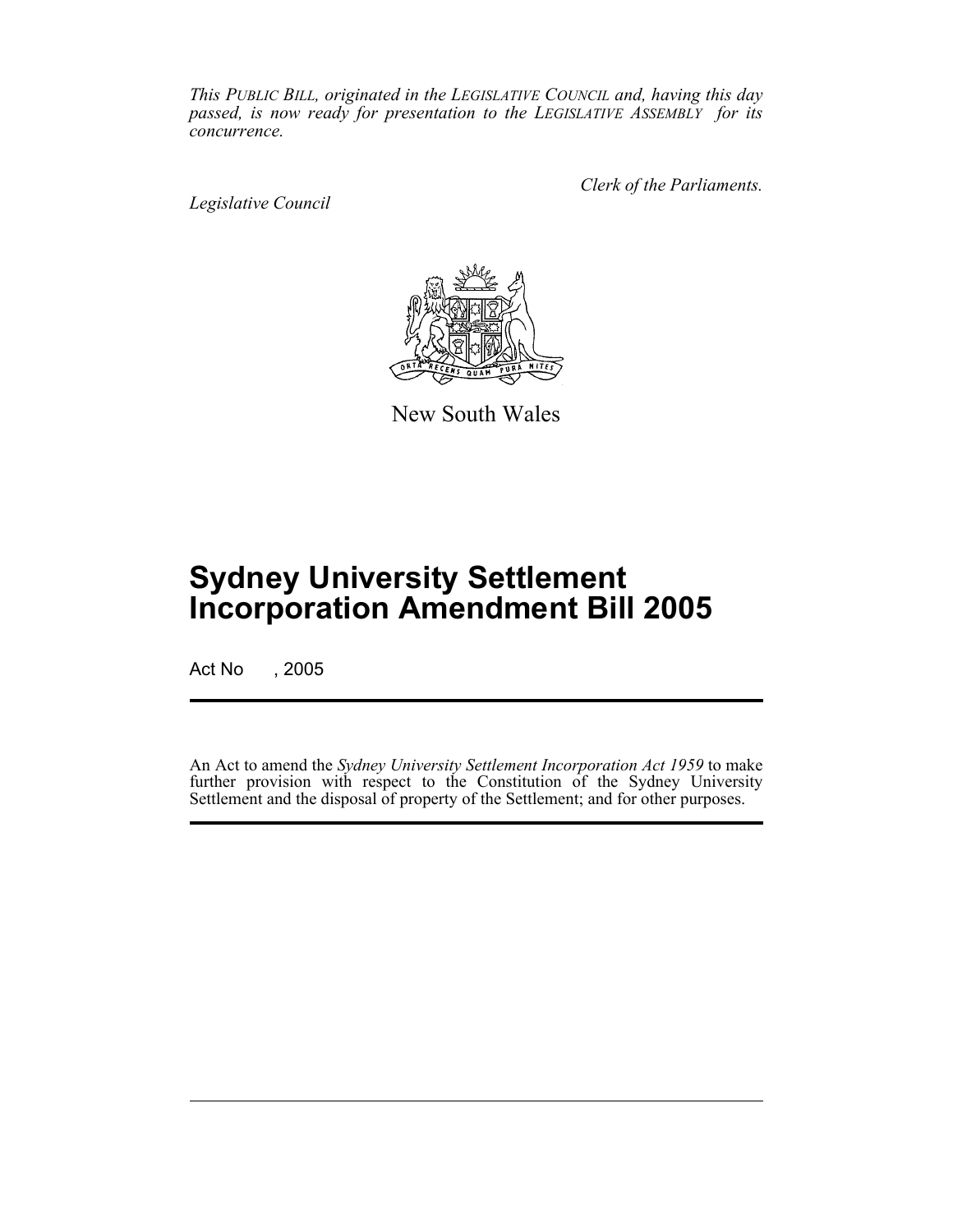*This PUBLIC BILL, originated in the LEGISLATIVE COUNCIL and, having this day passed, is now ready for presentation to the LEGISLATIVE ASSEMBLY for its concurrence.*

*Legislative Council*

*Clerk of the Parliaments.*

New South Wales

# Sydney University Settlement Incorporation Amendment Bill 2005

Act No , 2005

An Act to amend the *Sydney University Settlement Incorporation Act 1959* to make further provision with respect to the Constitution of the Sydney University Settlement and the disposal of property of the Settlement; and for other purposes.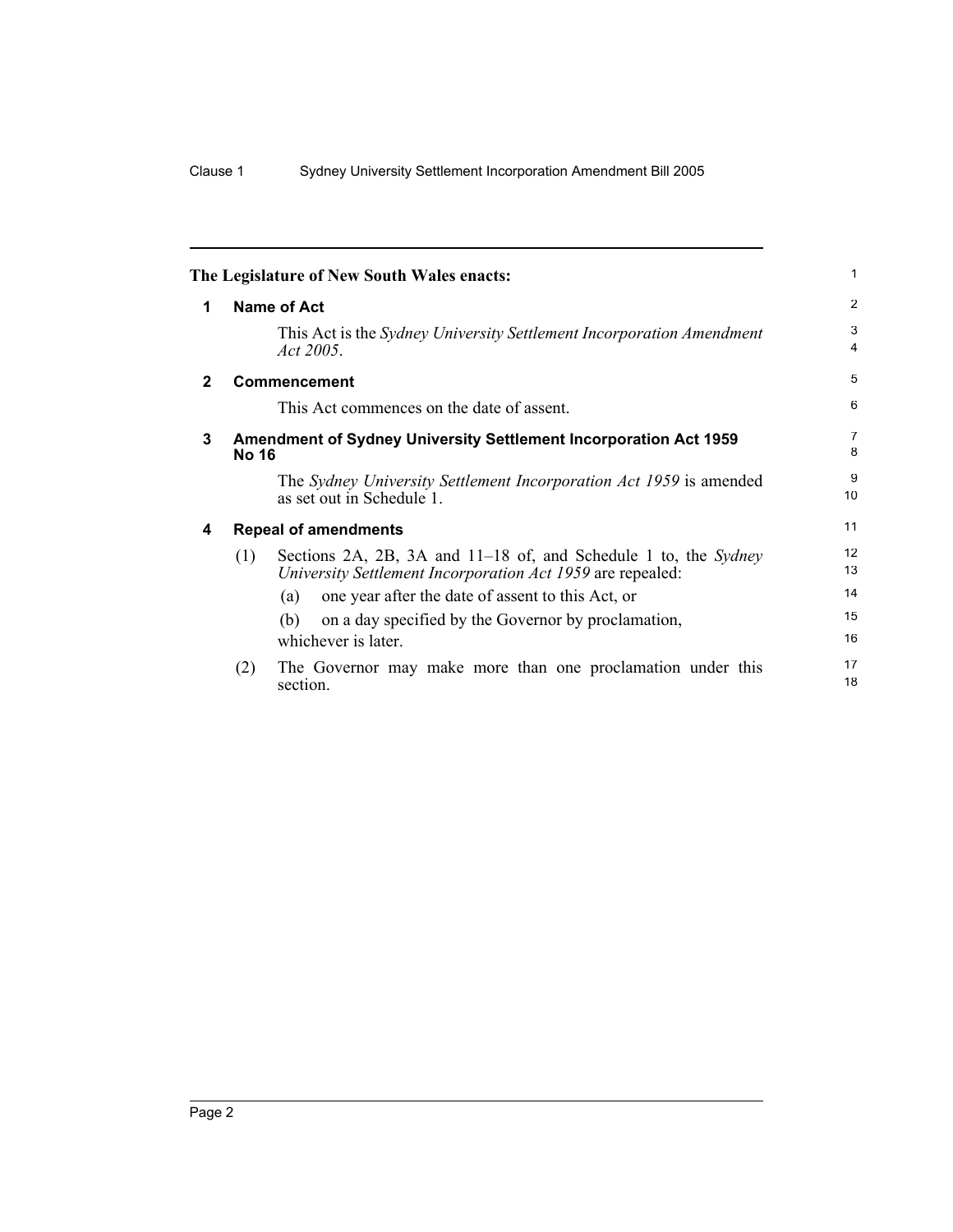**The Legislature of New South Wales enacts:**

## 1 Name of Act

This Act is the *Sydney University Settlement Incorporation Amendment Act 2005*.

## 2 Commencement

This Act commences on the date of assent.

## 3 Amendment of Sydney University Settlement Incorporation Act 1959 No 16

The *Sydney University Settlement Incorporation Act 1959* is amended as set out in Schedule 1.

## 4 Repeal of amendments

(1) Sections 2A, 2B, 3A and 11–18 of, and Schedule 1 to, the *Sydney University Settlement Incorporation Act 1959* are repealed:

(a) one year after the date of assent to this Act, or

(b) on a day specified by the Governor by proclamation,

whichever is later.

(2) The Governor may make more than one proclamation under this section.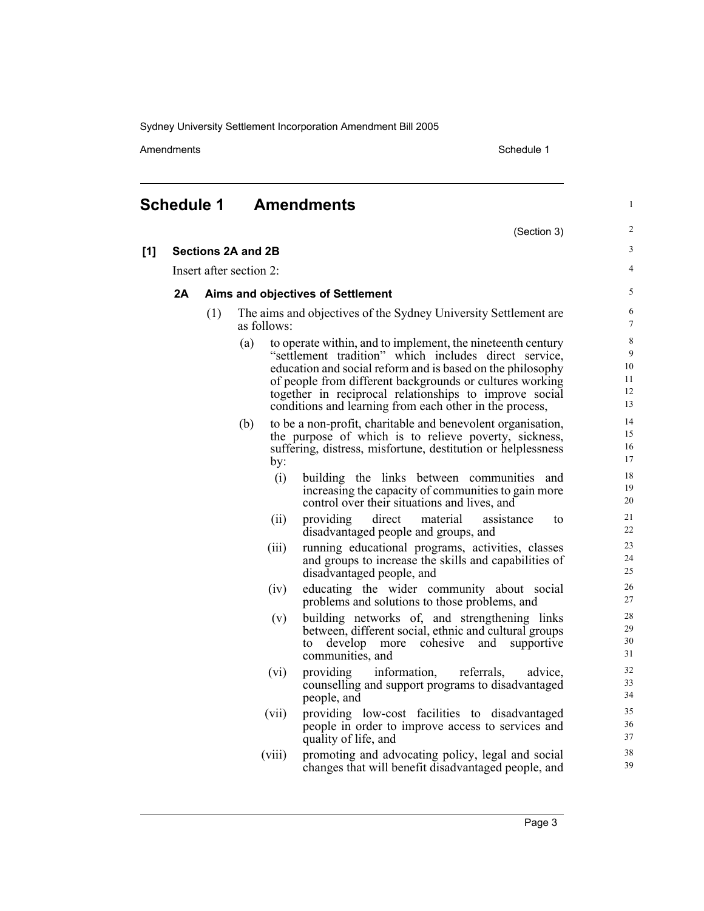# Schedule 1 Amendments

(Section 3)

**[1] Sections 2A and 2B**

Insert after section 2:

### 2A Aims and objectives of Settlement

(1) The aims and objectives of the Sydney University Settlement are as follows:

(a) to operate within, and to implement, the nineteenth century "settlement tradition" which includes direct service, education and social reform and is based on the philosophy of people from different backgrounds or cultures working together in reciprocal relationships to improve social conditions and learning from each other in the process,

(b) to be a non-profit, charitable and benevolent organisation, the purpose of which is to relieve poverty, sickness, suffering, distress, misfortune, destitution or helplessness by:

(i) building the links between communities and increasing the capacity of communities to gain more control over their situations and lives, and

(ii) providing direct material assistance to disadvantaged people and groups, and

(iii) running educational programs, activities, classes and groups to increase the skills and capabilities of disadvantaged people, and

(iv) educating the wider community about social problems and solutions to those problems, and

(v) building networks of, and strengthening links between, different social, ethnic and cultural groups to develop more cohesive and supportive communities, and

(vi) providing information, referrals, advice, counselling and support programs to disadvantaged people, and

(vii) providing low-cost facilities to disadvantaged people in order to improve access to services and quality of life, and

(viii) promoting and advocating policy, legal and social changes that will benefit disadvantaged people, and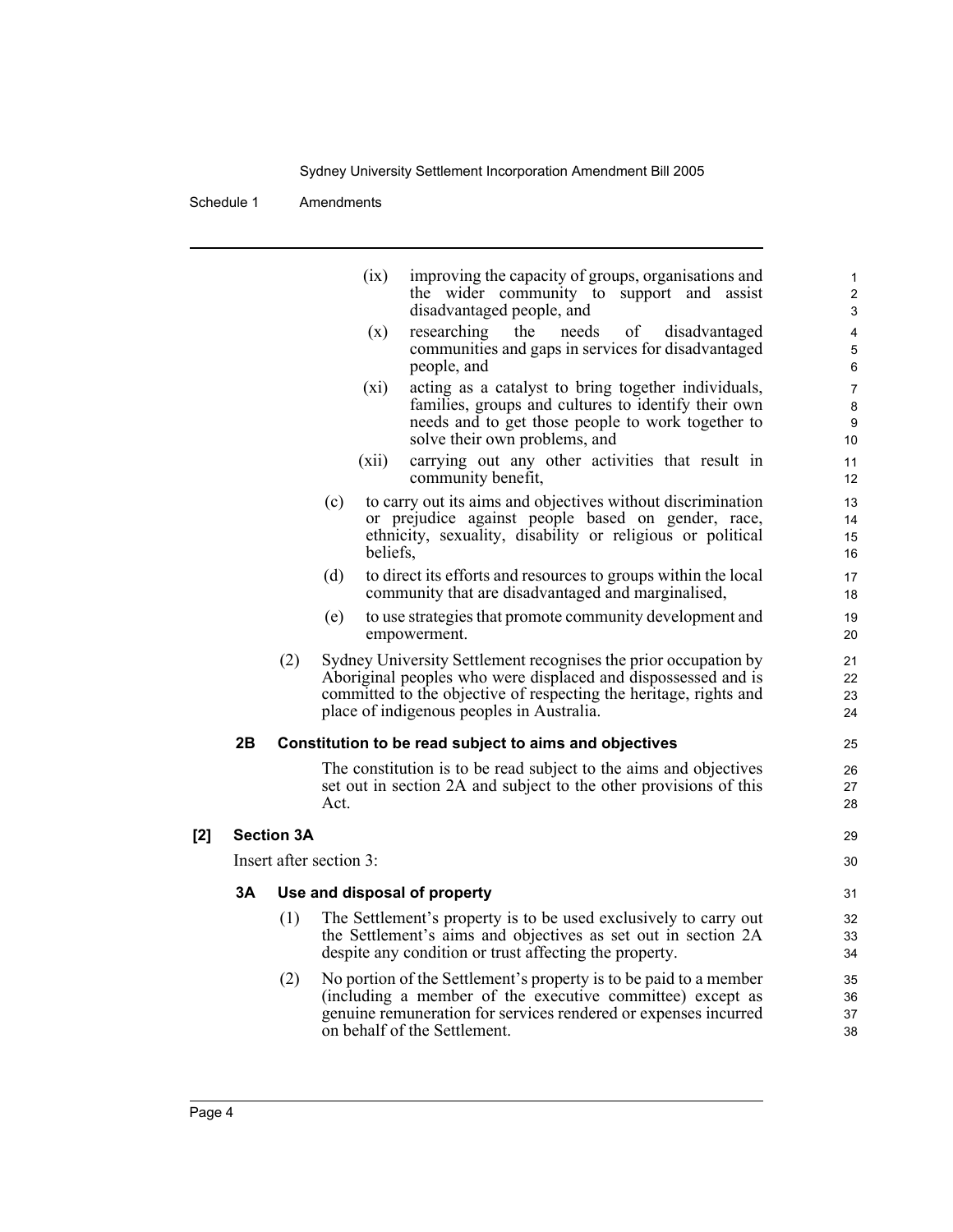(ix) improving the capacity of groups, organisations and the wider community to support and assist disadvantaged people, and

(x) researching the needs of disadvantaged communities and gaps in services for disadvantaged people, and

(xi) acting as a catalyst to bring together individuals, families, groups and cultures to identify their own needs and to get those people to work together to solve their own problems, and

(xii) carrying out any other activities that result in community benefit,

(c) to carry out its aims and objectives without discrimination or prejudice against people based on gender, race, ethnicity, sexuality, disability or religious or political beliefs,

(d) to direct its efforts and resources to groups within the local community that are disadvantaged and marginalised,

(e) to use strategies that promote community development and empowerment.

(2) Sydney University Settlement recognises the prior occupation by Aboriginal peoples who were displaced and dispossessed and is committed to the objective of respecting the heritage, rights and place of indigenous peoples in Australia.

**2B Constitution to be read subject to aims and objectives**

The constitution is to be read subject to the aims and objectives set out in section 2A and subject to the other provisions of this Act.

**[2] Section 3A**

Insert after section 3:

**3A Use and disposal of property**

(1) The Settlement's property is to be used exclusively to carry out the Settlement's aims and objectives as set out in section 2A despite any condition or trust affecting the property.

(2) No portion of the Settlement's property is to be paid to a member (including a member of the executive committee) except as genuine remuneration for services rendered or expenses incurred on behalf of the Settlement.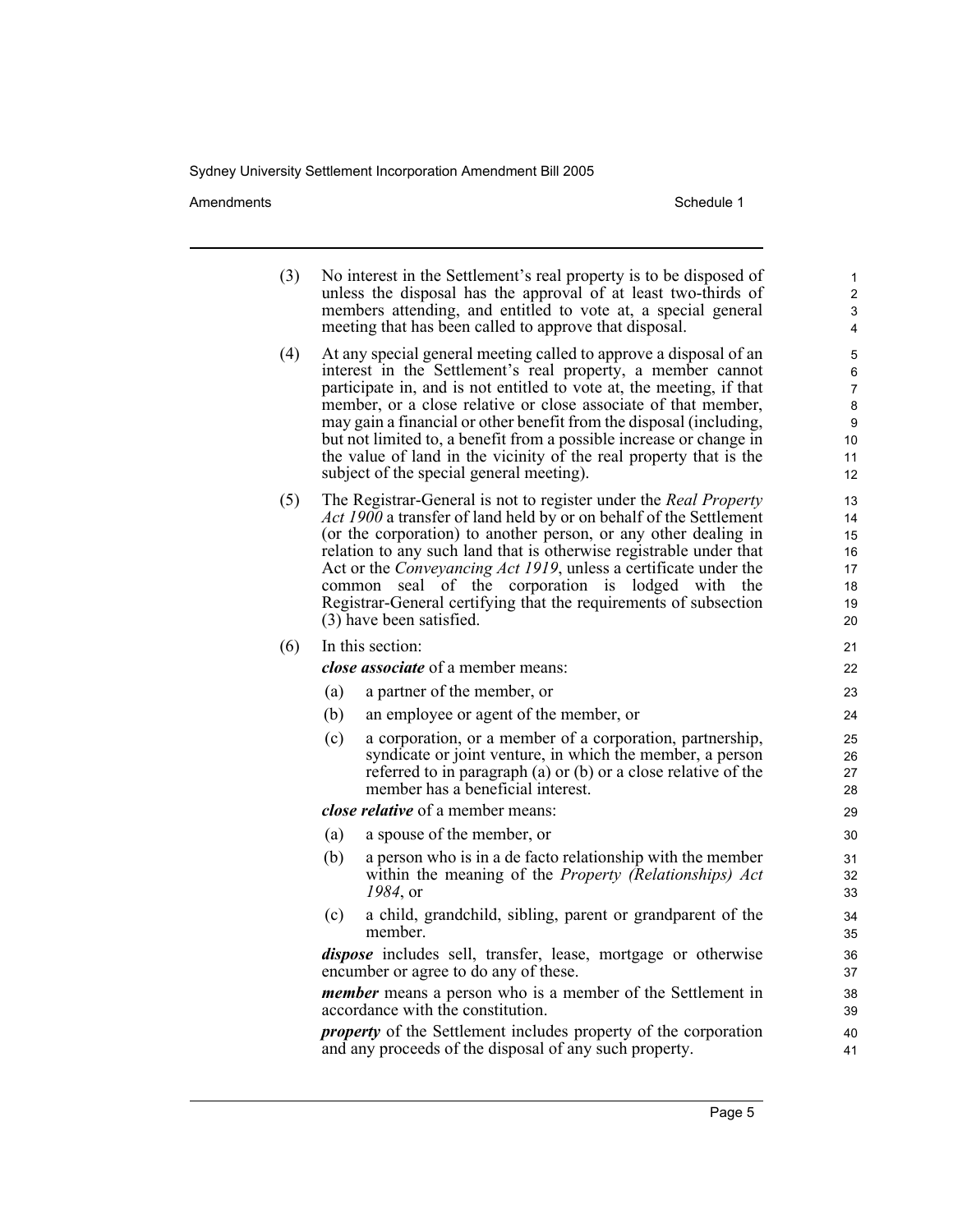(3) No interest in the Settlement's real property is to be disposed of unless the disposal has the approval of at least two-thirds of members attending, and entitled to vote at, a special general meeting that has been called to approve that disposal.

(4) At any special general meeting called to approve a disposal of an interest in the Settlement's real property, a member cannot participate in, and is not entitled to vote at, the meeting, if that member, or a close relative or close associate of that member, may gain a financial or other benefit from the disposal (including, but not limited to, a benefit from a possible increase or change in the value of land in the vicinity of the real property that is the subject of the special general meeting).

(5) The Registrar-General is not to register under the *Real Property Act 1900* a transfer of land held by or on behalf of the Settlement (or the corporation) to another person, or any other dealing in relation to any such land that is otherwise registrable under that Act or the *Conveyancing Act 1919*, unless a certificate under the common seal of the corporation is lodged with the Registrar-General certifying that the requirements of subsection (3) have been satisfied.

(6) In this section:

***close associate*** of a member means:

(a) a partner of the member, or

(b) an employee or agent of the member, or

(c) a corporation, or a member of a corporation, partnership, syndicate or joint venture, in which the member, a person referred to in paragraph (a) or (b) or a close relative of the member has a beneficial interest.

***close relative*** of a member means:

(a) a spouse of the member, or

(b) a person who is in a de facto relationship with the member within the meaning of the *Property (Relationships) Act 1984*, or

(c) a child, grandchild, sibling, parent or grandparent of the member.

***dispose*** includes sell, transfer, lease, mortgage or otherwise encumber or agree to do any of these.

***member*** means a person who is a member of the Settlement in accordance with the constitution.

***property*** of the Settlement includes property of the corporation and any proceeds of the disposal of any such property.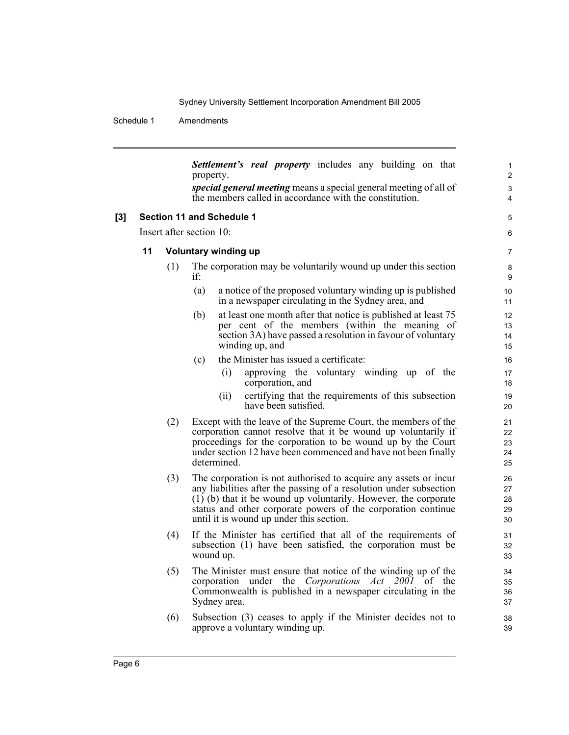***Settlement's real property*** includes any building on that property.

***special general meeting*** means a special general meeting of all of the members called in accordance with the constitution.

**[3] Section 11 and Schedule 1**

Insert after section 10:

**11 Voluntary winding up**

(1) The corporation may be voluntarily wound up under this section if:

(a) a notice of the proposed voluntary winding up is published in a newspaper circulating in the Sydney area, and

(b) at least one month after that notice is published at least 75 per cent of the members (within the meaning of section 3A) have passed a resolution in favour of voluntary winding up, and

(c) the Minister has issued a certificate:

(i) approving the voluntary winding up of the corporation, and

(ii) certifying that the requirements of this subsection have been satisfied.

(2) Except with the leave of the Supreme Court, the members of the corporation cannot resolve that it be wound up voluntarily if proceedings for the corporation to be wound up by the Court under section 12 have been commenced and have not been finally determined.

(3) The corporation is not authorised to acquire any assets or incur any liabilities after the passing of a resolution under subsection (1) (b) that it be wound up voluntarily. However, the corporate status and other corporate powers of the corporation continue until it is wound up under this section.

(4) If the Minister has certified that all of the requirements of subsection (1) have been satisfied, the corporation must be wound up.

(5) The Minister must ensure that notice of the winding up of the corporation under the *Corporations Act 2001* of the Commonwealth is published in a newspaper circulating in the Sydney area.

(6) Subsection (3) ceases to apply if the Minister decides not to approve a voluntary winding up.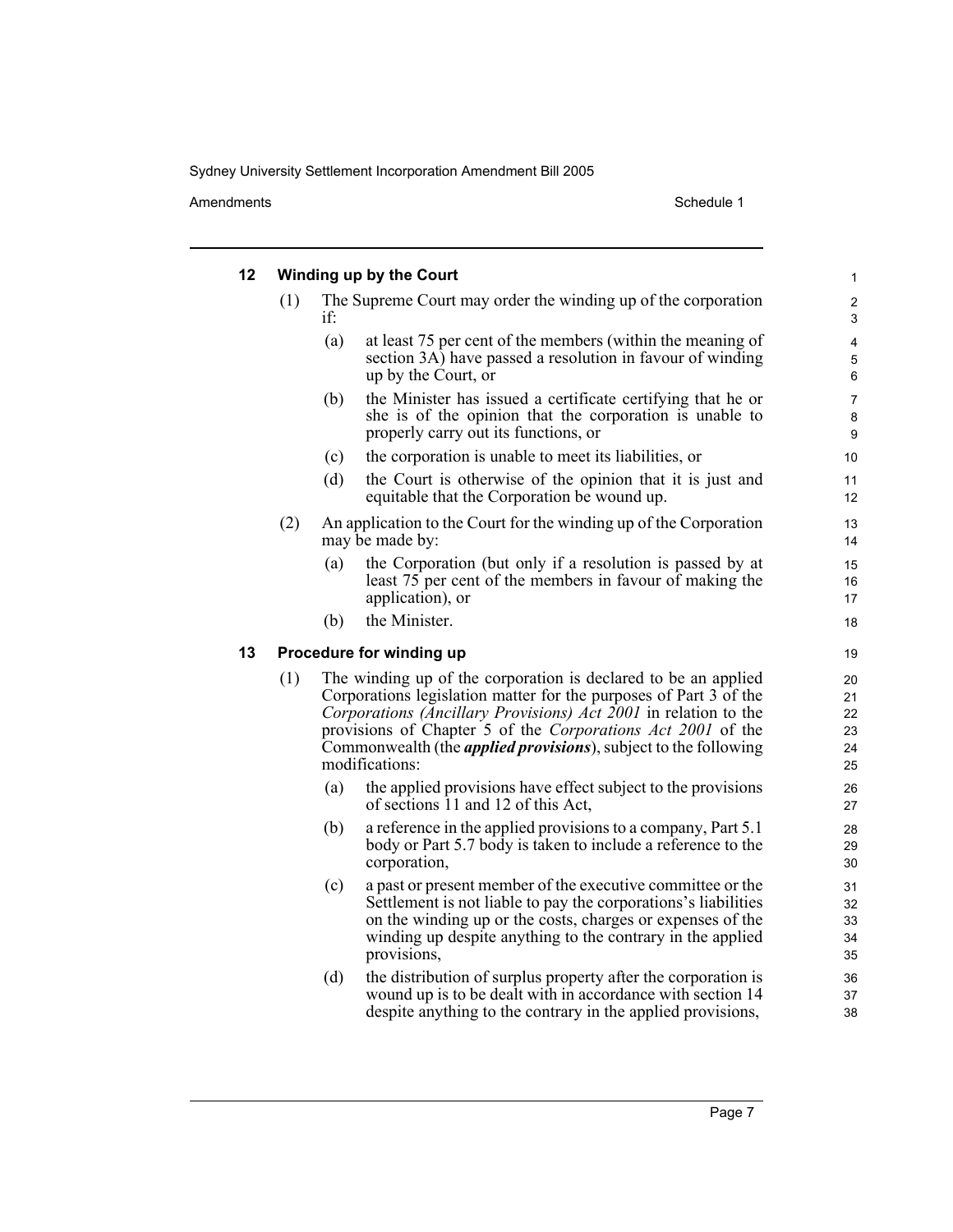**12 Winding up by the Court**

(1) The Supreme Court may order the winding up of the corporation if:

(a) at least 75 per cent of the members (within the meaning of section 3A) have passed a resolution in favour of winding up by the Court, or

(b) the Minister has issued a certificate certifying that he or she is of the opinion that the corporation is unable to properly carry out its functions, or

(c) the corporation is unable to meet its liabilities, or

(d) the Court is otherwise of the opinion that it is just and equitable that the Corporation be wound up.

(2) An application to the Court for the winding up of the Corporation may be made by:

(a) the Corporation (but only if a resolution is passed by at least 75 per cent of the members in favour of making the application), or

(b) the Minister.

**13 Procedure for winding up**

(1) The winding up of the corporation is declared to be an applied Corporations legislation matter for the purposes of Part 3 of the *Corporations (Ancillary Provisions) Act 2001* in relation to the provisions of Chapter 5 of the *Corporations Act 2001* of the Commonwealth (the ***applied provisions***), subject to the following modifications:

(a) the applied provisions have effect subject to the provisions of sections 11 and 12 of this Act,

(b) a reference in the applied provisions to a company, Part 5.1 body or Part 5.7 body is taken to include a reference to the corporation,

(c) a past or present member of the executive committee or the Settlement is not liable to pay the corporations's liabilities on the winding up or the costs, charges or expenses of the winding up despite anything to the contrary in the applied provisions,

(d) the distribution of surplus property after the corporation is wound up is to be dealt with in accordance with section 14 despite anything to the contrary in the applied provisions,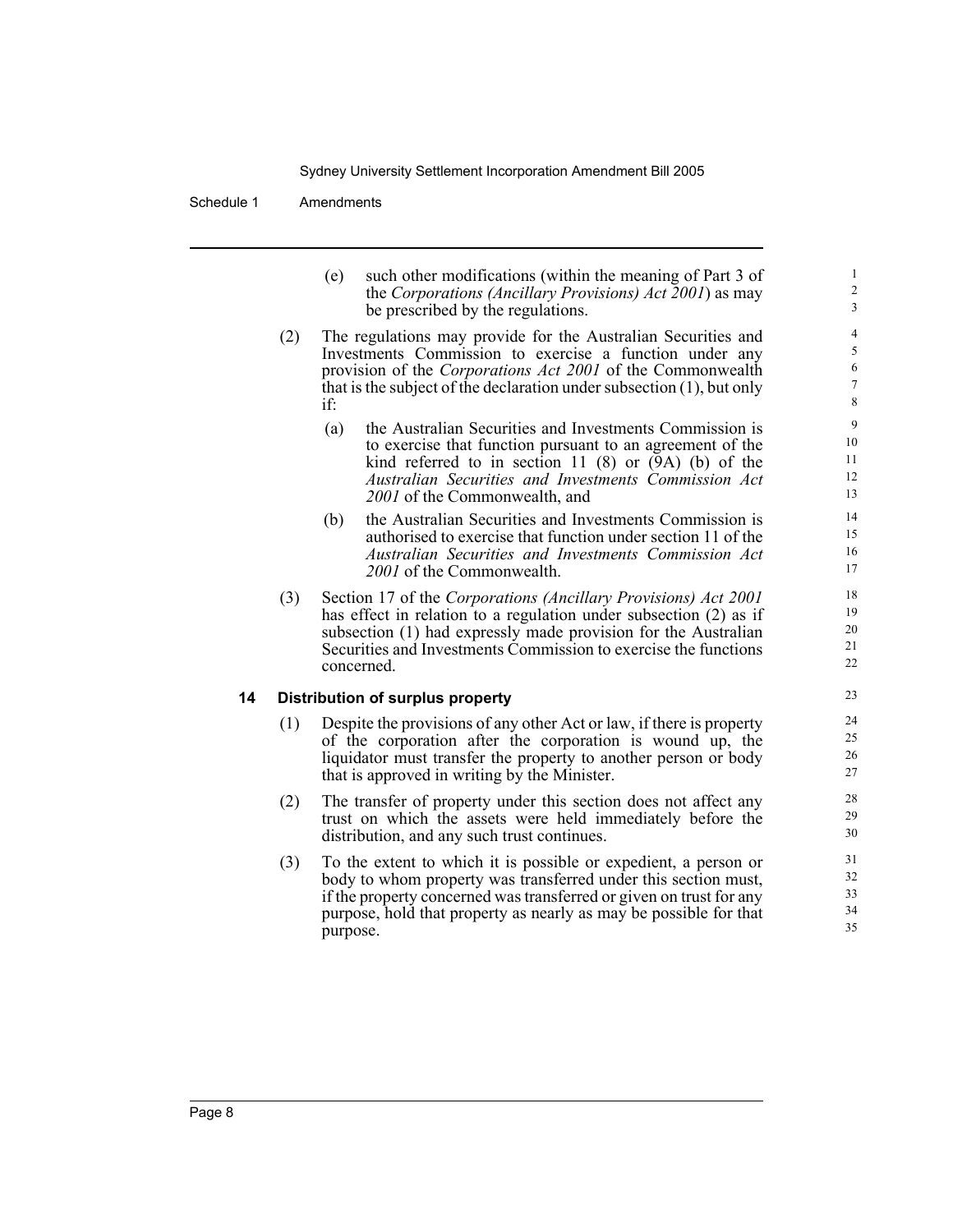(e) such other modifications (within the meaning of Part 3 of the *Corporations (Ancillary Provisions) Act 2001*) as may be prescribed by the regulations.

(2) The regulations may provide for the Australian Securities and Investments Commission to exercise a function under any provision of the *Corporations Act 2001* of the Commonwealth that is the subject of the declaration under subsection (1), but only if:

(a) the Australian Securities and Investments Commission is to exercise that function pursuant to an agreement of the kind referred to in section 11 (8) or (9A) (b) of the *Australian Securities and Investments Commission Act 2001* of the Commonwealth, and

(b) the Australian Securities and Investments Commission is authorised to exercise that function under section 11 of the *Australian Securities and Investments Commission Act 2001* of the Commonwealth.

(3) Section 17 of the *Corporations (Ancillary Provisions) Act 2001* has effect in relation to a regulation under subsection (2) as if subsection (1) had expressly made provision for the Australian Securities and Investments Commission to exercise the functions concerned.

**14 Distribution of surplus property**

(1) Despite the provisions of any other Act or law, if there is property of the corporation after the corporation is wound up, the liquidator must transfer the property to another person or body that is approved in writing by the Minister.

(2) The transfer of property under this section does not affect any trust on which the assets were held immediately before the distribution, and any such trust continues.

(3) To the extent to which it is possible or expedient, a person or body to whom property was transferred under this section must, if the property concerned was transferred or given on trust for any purpose, hold that property as nearly as may be possible for that purpose.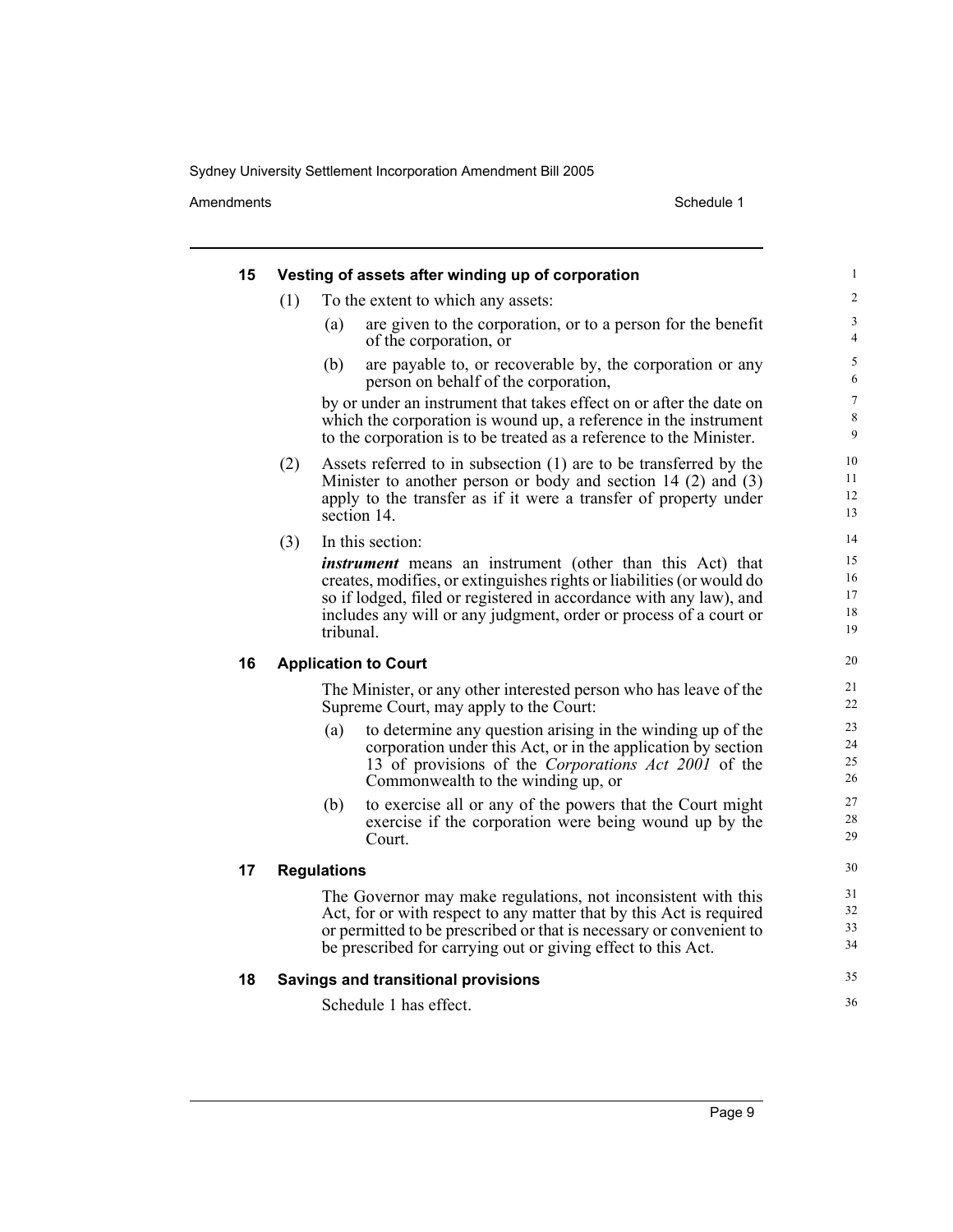### 15 Vesting of assets after winding up of corporation

(1) To the extent to which any assets:

(a) are given to the corporation, or to a person for the benefit of the corporation, or

(b) are payable to, or recoverable by, the corporation or any person on behalf of the corporation,

by or under an instrument that takes effect on or after the date on which the corporation is wound up, a reference in the instrument to the corporation is to be treated as a reference to the Minister.

(2) Assets referred to in subsection (1) are to be transferred by the Minister to another person or body and section 14 (2) and (3) apply to the transfer as if it were a transfer of property under section 14.

(3) In this section:

***instrument*** means an instrument (other than this Act) that creates, modifies, or extinguishes rights or liabilities (or would do so if lodged, filed or registered in accordance with any law), and includes any will or any judgment, order or process of a court or tribunal.

### 16 Application to Court

The Minister, or any other interested person who has leave of the Supreme Court, may apply to the Court:

(a) to determine any question arising in the winding up of the corporation under this Act, or in the application by section 13 of provisions of the *Corporations Act 2001* of the Commonwealth to the winding up, or

(b) to exercise all or any of the powers that the Court might exercise if the corporation were being wound up by the Court.

### 17 Regulations

The Governor may make regulations, not inconsistent with this Act, for or with respect to any matter that by this Act is required or permitted to be prescribed or that is necessary or convenient to be prescribed for carrying out or giving effect to this Act.

### 18 Savings and transitional provisions

Schedule 1 has effect.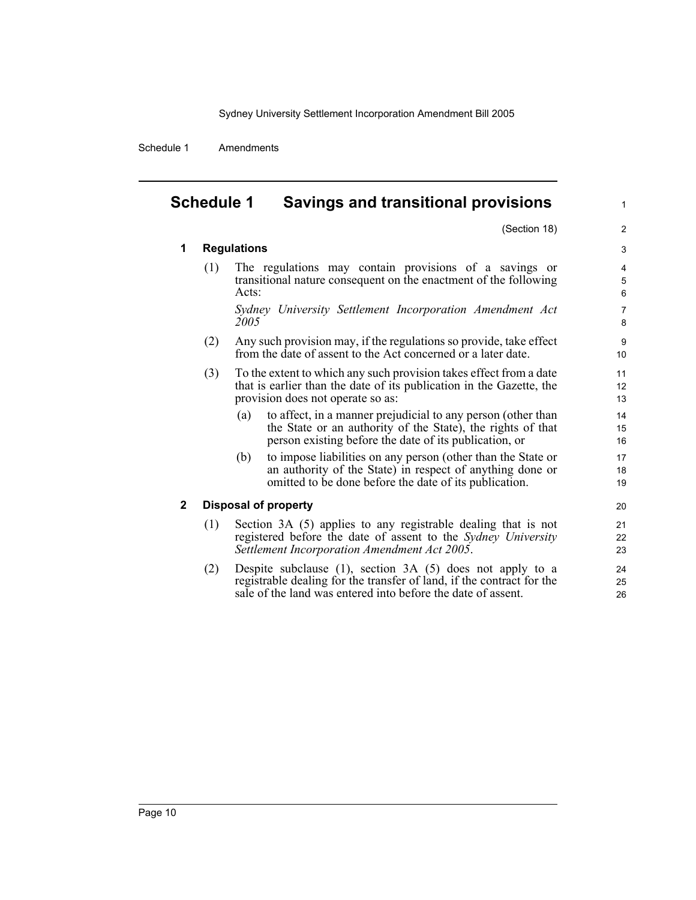## Schedule 1 Savings and transitional provisions

(Section 18)

### 1 Regulations

(1) The regulations may contain provisions of a savings or transitional nature consequent on the enactment of the following Acts:

*Sydney University Settlement Incorporation Amendment Act 2005*

(2) Any such provision may, if the regulations so provide, take effect from the date of assent to the Act concerned or a later date.

(3) To the extent to which any such provision takes effect from a date that is earlier than the date of its publication in the Gazette, the provision does not operate so as:

(a) to affect, in a manner prejudicial to any person (other than the State or an authority of the State), the rights of that person existing before the date of its publication, or

(b) to impose liabilities on any person (other than the State or an authority of the State) in respect of anything done or omitted to be done before the date of its publication.

### 2 Disposal of property

(1) Section 3A (5) applies to any registrable dealing that is not registered before the date of assent to the *Sydney University Settlement Incorporation Amendment Act 2005*.

(2) Despite subclause (1), section 3A (5) does not apply to a registrable dealing for the transfer of land, if the contract for the sale of the land was entered into before the date of assent.